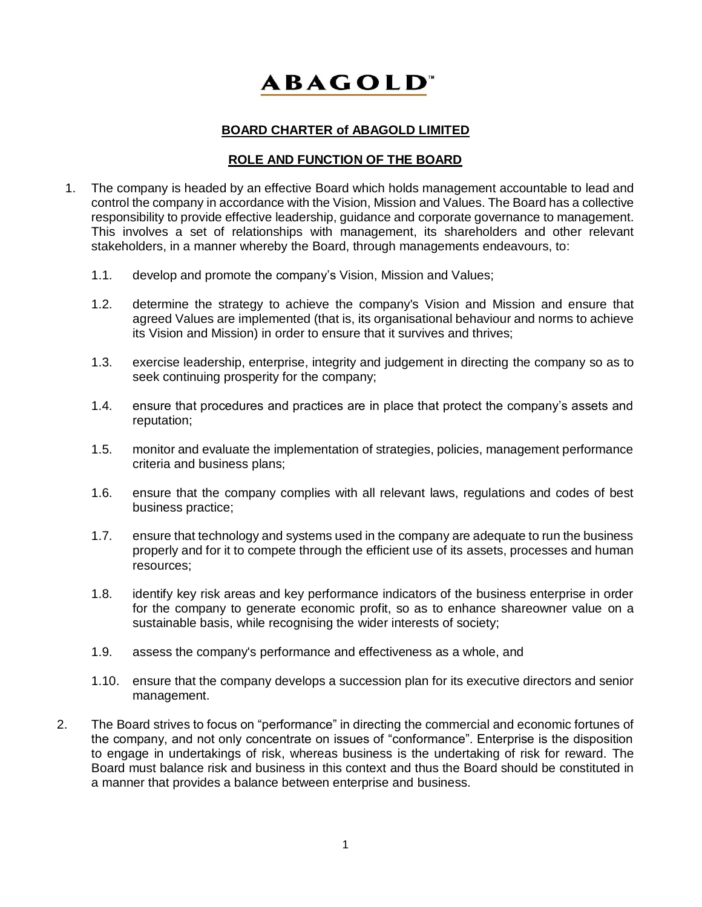# ABAGOLD™

## BOARD CHARTER of ABAGOLD LIMITED

## ROLE AND FUNCTION OF THE BOARD

1. The company is headed by an effective Board which holds management accountable to lead and control the company in accordance with the Vision, Mission and Values. The Board has a collective responsibility to provide effective leadership, guidance and corporate governance to management. This involves a set of relationships with management, its shareholders and other relevant stakeholders, in a manner whereby the Board, through managements endeavours, to:

   1.1. develop and promote the company's Vision, Mission and Values;

   1.2. determine the strategy to achieve the company's Vision and Mission and ensure that agreed Values are implemented (that is, its organisational behaviour and norms to achieve its Vision and Mission) in order to ensure that it survives and thrives;

   1.3. exercise leadership, enterprise, integrity and judgement in directing the company so as to seek continuing prosperity for the company;

   1.4. ensure that procedures and practices are in place that protect the company's assets and reputation;

   1.5. monitor and evaluate the implementation of strategies, policies, management performance criteria and business plans;

   1.6. ensure that the company complies with all relevant laws, regulations and codes of best business practice;

   1.7. ensure that technology and systems used in the company are adequate to run the business properly and for it to compete through the efficient use of its assets, processes and human resources;

   1.8. identify key risk areas and key performance indicators of the business enterprise in order for the company to generate economic profit, so as to enhance shareowner value on a sustainable basis, while recognising the wider interests of society;

   1.9. assess the company's performance and effectiveness as a whole, and

   1.10. ensure that the company develops a succession plan for its executive directors and senior management.

2. The Board strives to focus on "performance" in directing the commercial and economic fortunes of the company, and not only concentrate on issues of "conformance". Enterprise is the disposition to engage in undertakings of risk, whereas business is the undertaking of risk for reward. The Board must balance risk and business in this context and thus the Board should be constituted in a manner that provides a balance between enterprise and business.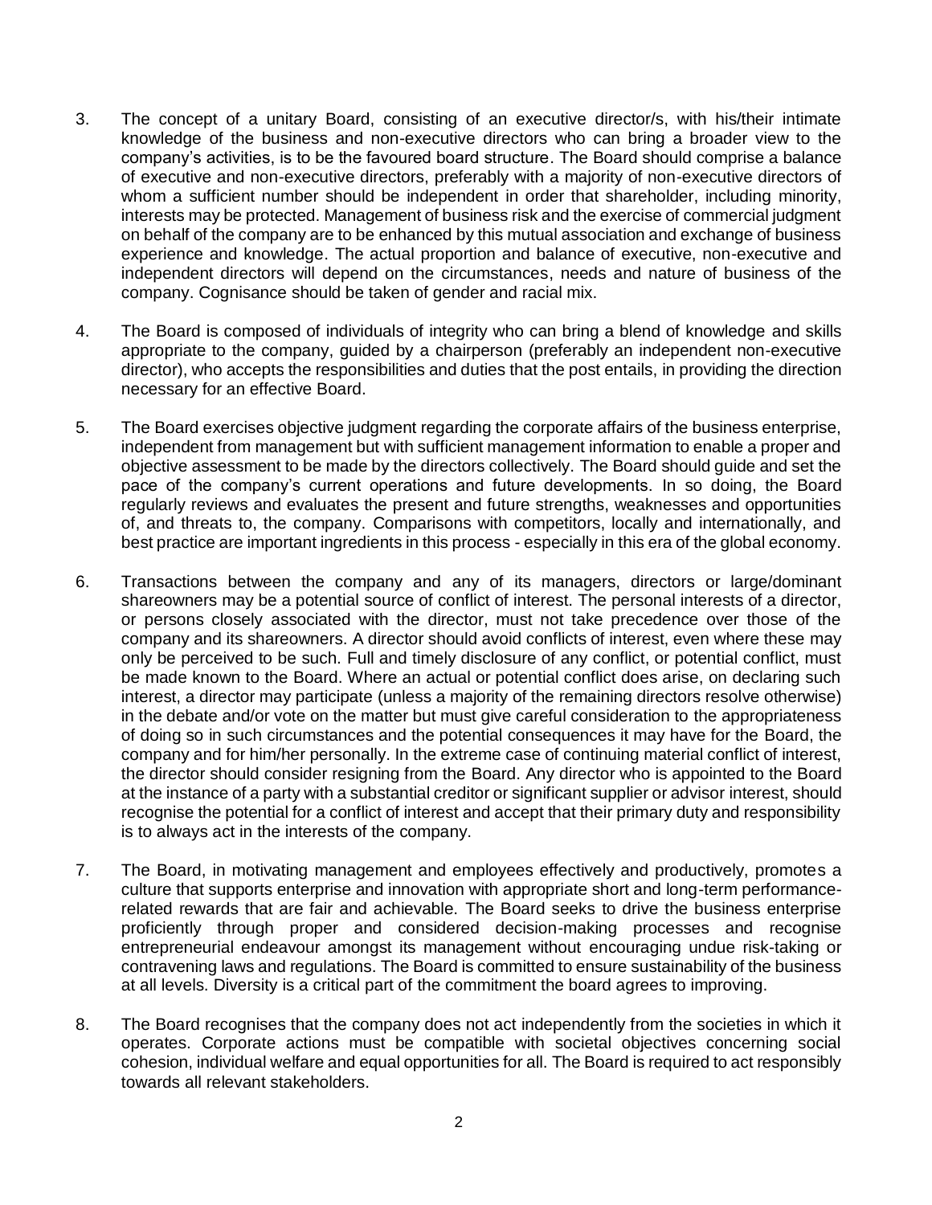3. The concept of a unitary Board, consisting of an executive director/s, with his/their intimate knowledge of the business and non-executive directors who can bring a broader view to the company's activities, is to be the favoured board structure. The Board should comprise a balance of executive and non-executive directors, preferably with a majority of non-executive directors of whom a sufficient number should be independent in order that shareholder, including minority, interests may be protected. Management of business risk and the exercise of commercial judgment on behalf of the company are to be enhanced by this mutual association and exchange of business experience and knowledge. The actual proportion and balance of executive, non-executive and independent directors will depend on the circumstances, needs and nature of business of the company. Cognisance should be taken of gender and racial mix.

4. The Board is composed of individuals of integrity who can bring a blend of knowledge and skills appropriate to the company, guided by a chairperson (preferably an independent non-executive director), who accepts the responsibilities and duties that the post entails, in providing the direction necessary for an effective Board.

5. The Board exercises objective judgment regarding the corporate affairs of the business enterprise, independent from management but with sufficient management information to enable a proper and objective assessment to be made by the directors collectively. The Board should guide and set the pace of the company's current operations and future developments. In so doing, the Board regularly reviews and evaluates the present and future strengths, weaknesses and opportunities of, and threats to, the company. Comparisons with competitors, locally and internationally, and best practice are important ingredients in this process - especially in this era of the global economy.

6. Transactions between the company and any of its managers, directors or large/dominant shareowners may be a potential source of conflict of interest. The personal interests of a director, or persons closely associated with the director, must not take precedence over those of the company and its shareowners. A director should avoid conflicts of interest, even where these may only be perceived to be such. Full and timely disclosure of any conflict, or potential conflict, must be made known to the Board. Where an actual or potential conflict does arise, on declaring such interest, a director may participate (unless a majority of the remaining directors resolve otherwise) in the debate and/or vote on the matter but must give careful consideration to the appropriateness of doing so in such circumstances and the potential consequences it may have for the Board, the company and for him/her personally. In the extreme case of continuing material conflict of interest, the director should consider resigning from the Board. Any director who is appointed to the Board at the instance of a party with a substantial creditor or significant supplier or advisor interest, should recognise the potential for a conflict of interest and accept that their primary duty and responsibility is to always act in the interests of the company.

7. The Board, in motivating management and employees effectively and productively, promotes a culture that supports enterprise and innovation with appropriate short and long-term performance-related rewards that are fair and achievable. The Board seeks to drive the business enterprise proficiently through proper and considered decision-making processes and recognise entrepreneurial endeavour amongst its management without encouraging undue risk-taking or contravening laws and regulations. The Board is committed to ensure sustainability of the business at all levels. Diversity is a critical part of the commitment the board agrees to improving.

8. The Board recognises that the company does not act independently from the societies in which it operates. Corporate actions must be compatible with societal objectives concerning social cohesion, individual welfare and equal opportunities for all. The Board is required to act responsibly towards all relevant stakeholders.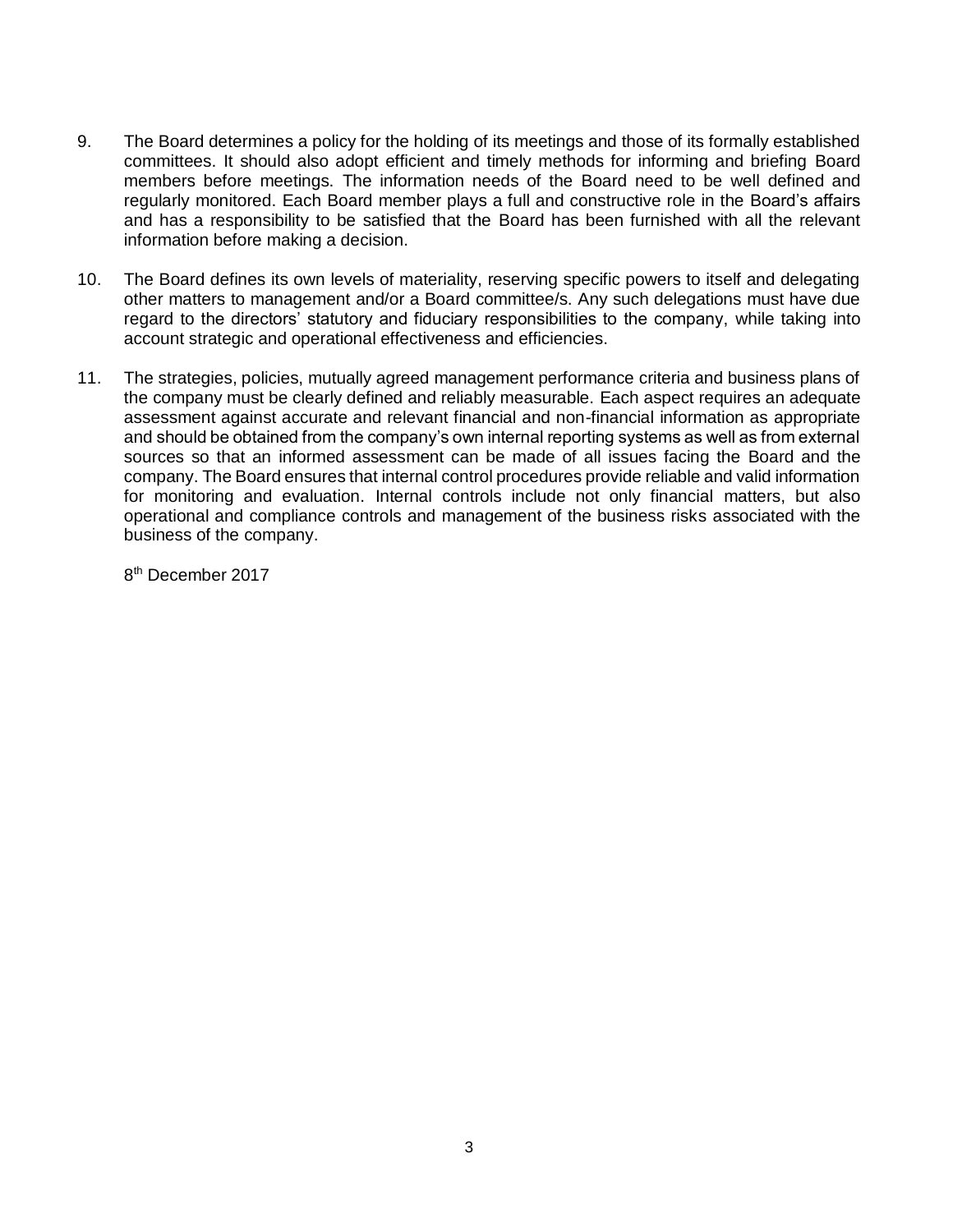9. The Board determines a policy for the holding of its meetings and those of its formally established committees. It should also adopt efficient and timely methods for informing and briefing Board members before meetings. The information needs of the Board need to be well defined and regularly monitored. Each Board member plays a full and constructive role in the Board's affairs and has a responsibility to be satisfied that the Board has been furnished with all the relevant information before making a decision.

10. The Board defines its own levels of materiality, reserving specific powers to itself and delegating other matters to management and/or a Board committee/s. Any such delegations must have due regard to the directors' statutory and fiduciary responsibilities to the company, while taking into account strategic and operational effectiveness and efficiencies.

11. The strategies, policies, mutually agreed management performance criteria and business plans of the company must be clearly defined and reliably measurable. Each aspect requires an adequate assessment against accurate and relevant financial and non-financial information as appropriate and should be obtained from the company's own internal reporting systems as well as from external sources so that an informed assessment can be made of all issues facing the Board and the company. The Board ensures that internal control procedures provide reliable and valid information for monitoring and evaluation. Internal controls include not only financial matters, but also operational and compliance controls and management of the business risks associated with the business of the company.

8th December 2017